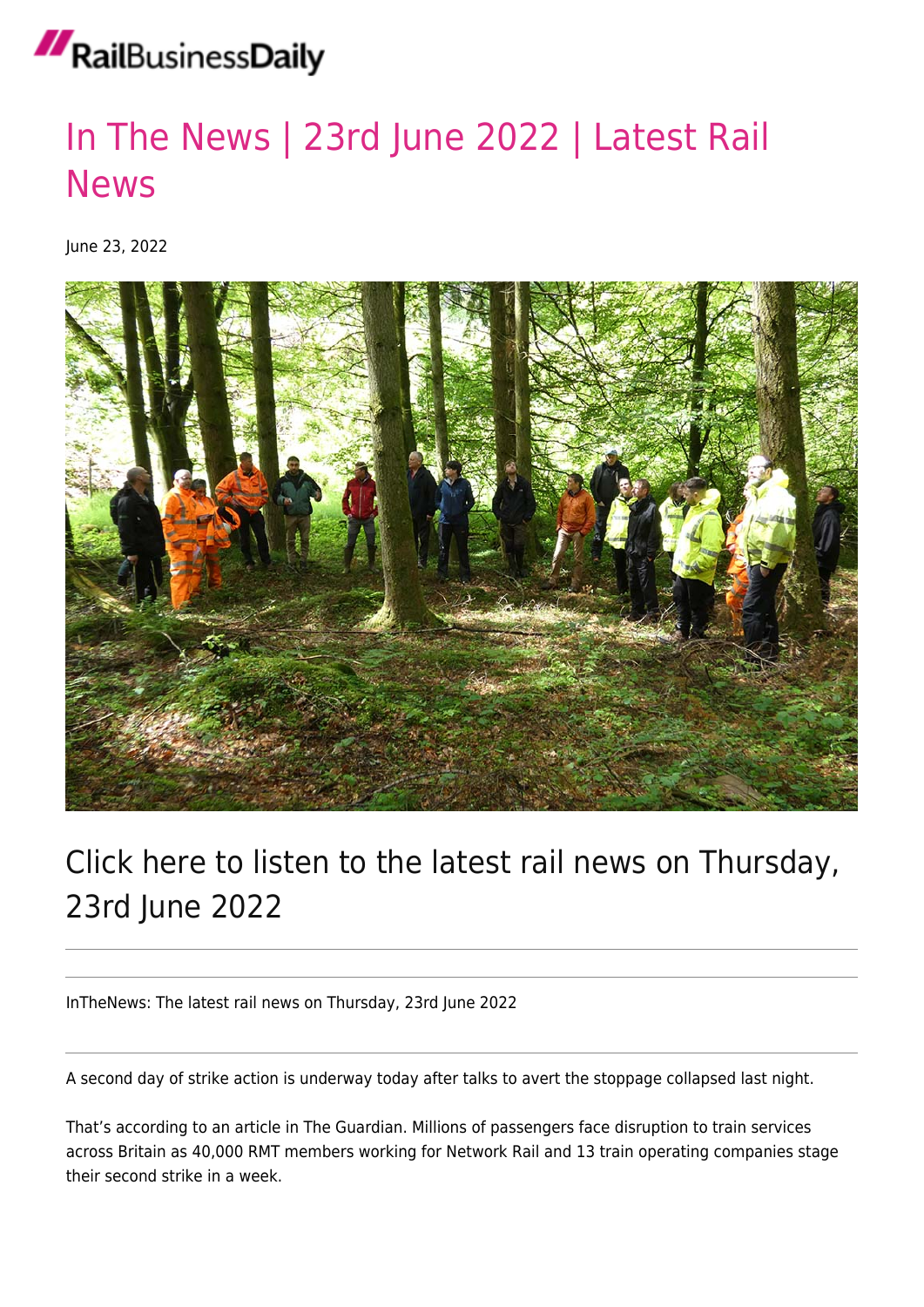# In The News | 23rd June 2022 | Latest Rail News

June 23, 2022

## Click here to listen to the latest rail news on Thursday, 23rd June 2022

---

InTheNews: The latest rail news on Thursday, 23rd June 2022

---

A second day of strike action is underway today after talks to avert the stoppage collapsed last night.

That's according to an article in The Guardian. Millions of passengers face disruption to train services across Britain as 40,000 RMT members working for Network Rail and 13 train operating companies stage their second strike in a week.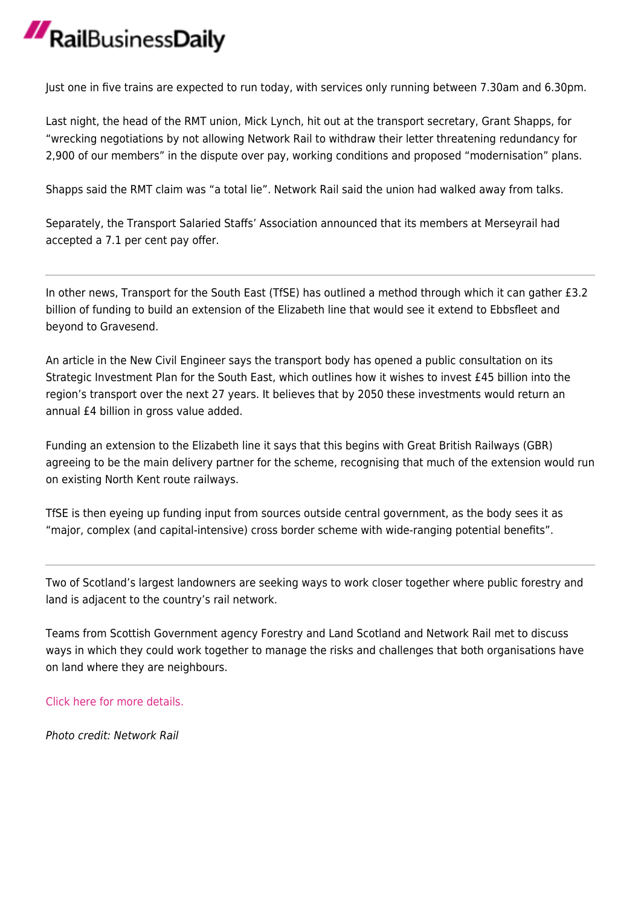Just one in five trains are expected to run today, with services only running between 7.30am and 6.30pm.

Last night, the head of the RMT union, Mick Lynch, hit out at the transport secretary, Grant Shapps, for "wrecking negotiations by not allowing Network Rail to withdraw their letter threatening redundancy for 2,900 of our members" in the dispute over pay, working conditions and proposed "modernisation" plans.

Shapps said the RMT claim was "a total lie". Network Rail said the union had walked away from talks.

Separately, the Transport Salaried Staffs' Association announced that its members at Merseyrail had accepted a 7.1 per cent pay offer.

---

In other news, Transport for the South East (TfSE) has outlined a method through which it can gather £3.2 billion of funding to build an extension of the Elizabeth line that would see it extend to Ebbsfleet and beyond to Gravesend.

An article in the New Civil Engineer says the transport body has opened a public consultation on its Strategic Investment Plan for the South East, which outlines how it wishes to invest £45 billion into the region's transport over the next 27 years. It believes that by 2050 these investments would return an annual £4 billion in gross value added.

Funding an extension to the Elizabeth line it says that this begins with Great British Railways (GBR) agreeing to be the main delivery partner for the scheme, recognising that much of the extension would run on existing North Kent route railways.

TfSE is then eyeing up funding input from sources outside central government, as the body sees it as "major, complex (and capital-intensive) cross border scheme with wide-ranging potential benefits".

---

Two of Scotland's largest landowners are seeking ways to work closer together where public forestry and land is adjacent to the country's rail network.

Teams from Scottish Government agency Forestry and Land Scotland and Network Rail met to discuss ways in which they could work together to manage the risks and challenges that both organisations have on land where they are neighbours.

Click here for more details.

*Photo credit: Network Rail*